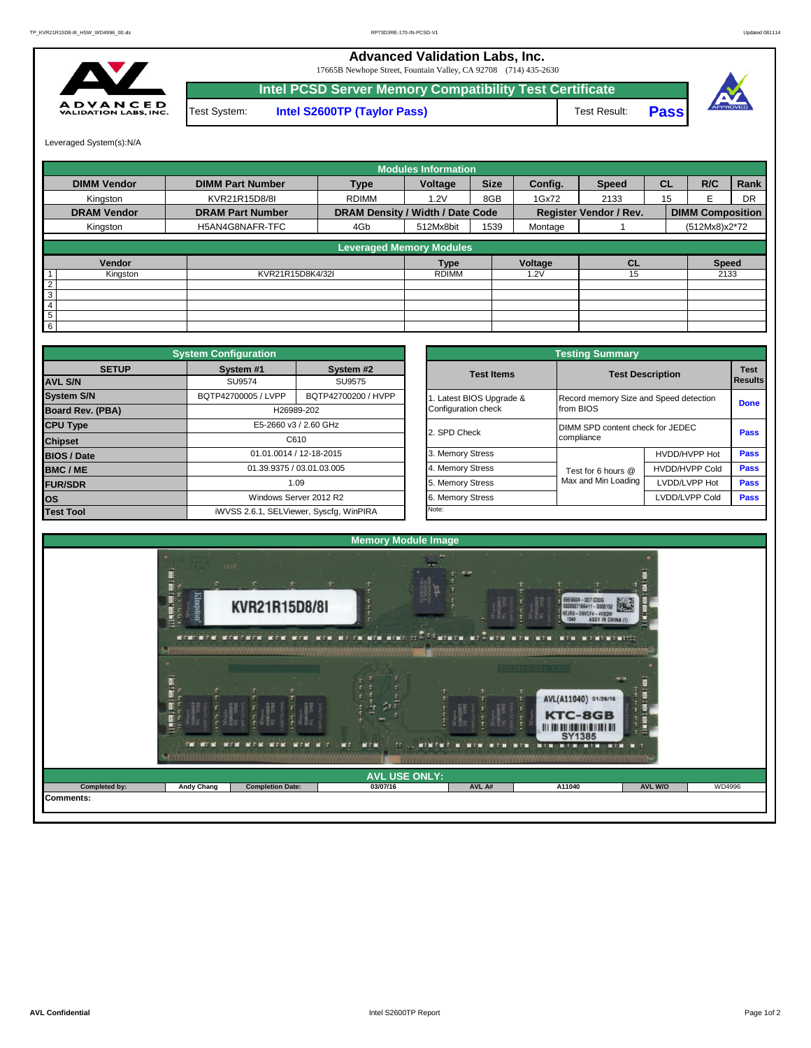# Advanced Validation Labs, Inc.

17665B Newhope Street, Fountain Valley, CA 92708 (714) 435-2630

## Intel PCSD Server Memory Compatibility Test Certificate

| Test System: | Intel S2600TP (Taylor Pass) | Test Result: | **Pass** |
|---|---|---|---|

Leveraged System(s):N/A

**Modules Information**

| DIMM Vendor | DIMM Part Number | Type | Voltage | Size | Config. | Speed | CL | R/C | Rank |
|---|---|---|---|---|---|---|---|---|---|
| Kingston | KVR21R15D8/8I | RDIMM | 1.2V | 8GB | 1Gx72 | 2133 | 15 | E | DR |
| **DRAM Vendor** | **DRAM Part Number** | **DRAM Density / Width / Date Code** | | | **Register Vendor / Rev.** | | **DIMM Composition** | | |
| Kingston | H5AN4G8NAFR-TFC | 4Gb | 512Mx8bit | 1539 | Montage | 1 | (512Mx8)x2*72 | | |

**Leveraged Memory Modules**

| | Vendor | | Type | Voltage | CL | Speed |
|---|---|---|---|---|---|---|
| 1 | Kingston | KVR21R15D8K4/32I | RDIMM | 1.2V | 15 | 2133 |
| 2 | | | | | | |
| 3 | | | | | | |
| 4 | | | | | | |
| 5 | | | | | | |
| 6 | | | | | | |

**System Configuration**

| SETUP | System #1 | System #2 |
|---|---|---|
| **AVL S/N** | SU9574 | SU9575 |
| **System S/N** | BQTP42700005 / LVPP | BQTP42700200 / HVPP |
| **Board Rev. (PBA)** | H26989-202 | |
| **CPU Type** | E5-2660 v3 / 2.60 GHz | |
| **Chipset** | C610 | |
| **BIOS / Date** | 01.01.0014 / 12-18-2015 | |
| **BMC / ME** | 01.39.9375 / 03.01.03.005 | |
| **FUR/SDR** | 1.09 | |
| **OS** | Windows Server 2012 R2 | |
| **Test Tool** | iWVSS 2.6.1, SELViewer, Syscfg, WinPIRA | |

**Testing Summary**

| Test Items | Test Description | | Test Results |
|---|---|---|---|
| 1. Latest BIOS Upgrade & Configuration check | Record memory Size and Speed detection from BIOS | | **Done** |
| 2. SPD Check | DIMM SPD content check for JEDEC compliance | | **Pass** |
| 3. Memory Stress | Test for 6 hours @ Max and Min Loading | HVDD/HVPP Hot | **Pass** |
| 4. Memory Stress | | HVDD/HVPP Cold | **Pass** |
| 5. Memory Stress | | LVDD/LVPP Hot | **Pass** |
| 6. Memory Stress | | LVDD/LVPP Cold | **Pass** |
| Note: | | | |

**Memory Module Image**

**AVL USE ONLY:**

| Completed by: | Andy Chang | Completion Date: | 03/07/16 | AVL A# | A11040 | AVL W/O | WD4996 |
|---|---|---|---|---|---|---|---|

**Comments:**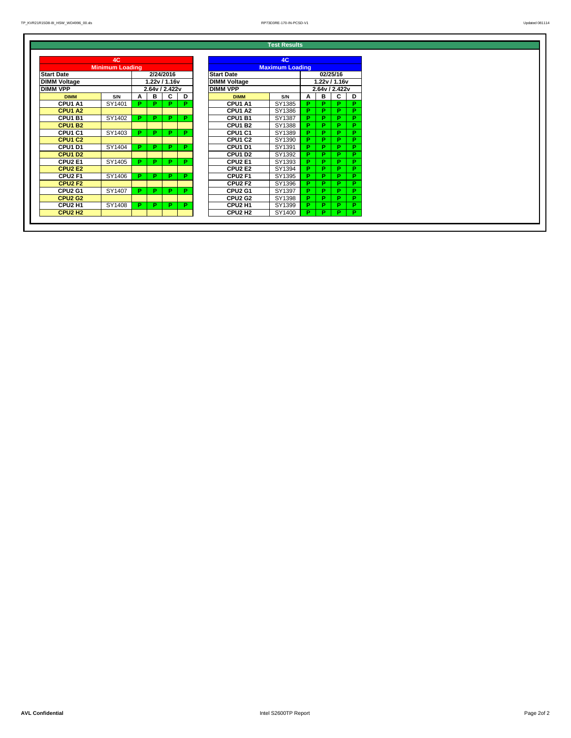## Test Results

| 4C Minimum Loading | | | | | |
|---|---|---|---|---|---|
| Start Date | | 2/24/2016 | | | |
| DIMM Voltage | | 1.22v / 1.16v | | | |
| DIMM VPP | | 2.64v / 2.422v | | | |
| DIMM | S/N | A | B | C | D |
| CPU1 A1 | SY1401 | P | P | P | P |
| CPU1 A2 | | | | | |
| CPU1 B1 | SY1402 | P | P | P | P |
| CPU1 B2 | | | | | |
| CPU1 C1 | SY1403 | P | P | P | P |
| CPU1 C2 | | | | | |
| CPU1 D1 | SY1404 | P | P | P | P |
| CPU1 D2 | | | | | |
| CPU2 E1 | SY1405 | P | P | P | P |
| CPU2 E2 | | | | | |
| CPU2 F1 | SY1406 | P | P | P | P |
| CPU2 F2 | | | | | |
| CPU2 G1 | SY1407 | P | P | P | P |
| CPU2 G2 | | | | | |
| CPU2 H1 | SY1408 | P | P | P | P |
| CPU2 H2 | | | | | |

| 4C Maximum Loading | | | | | |
|---|---|---|---|---|---|
| Start Date | | 02/25/16 | | | |
| DIMM Voltage | | 1.22v / 1.16v | | | |
| DIMM VPP | | 2.64v / 2.422v | | | |
| DIMM | S/N | A | B | C | D |
| CPU1 A1 | SY1385 | P | P | P | P |
| CPU1 A2 | SY1386 | P | P | P | P |
| CPU1 B1 | SY1387 | P | P | P | P |
| CPU1 B2 | SY1388 | P | P | P | P |
| CPU1 C1 | SY1389 | P | P | P | P |
| CPU1 C2 | SY1390 | P | P | P | P |
| CPU1 D1 | SY1391 | P | P | P | P |
| CPU1 D2 | SY1392 | P | P | P | P |
| CPU2 E1 | SY1393 | P | P | P | P |
| CPU2 E2 | SY1394 | P | P | P | P |
| CPU2 F1 | SY1395 | P | P | P | P |
| CPU2 F2 | SY1396 | P | P | P | P |
| CPU2 G1 | SY1397 | P | P | P | P |
| CPU2 G2 | SY1398 | P | P | P | P |
| CPU2 H1 | SY1399 | P | P | P | P |
| CPU2 H2 | SY1400 | P | P | P | P |